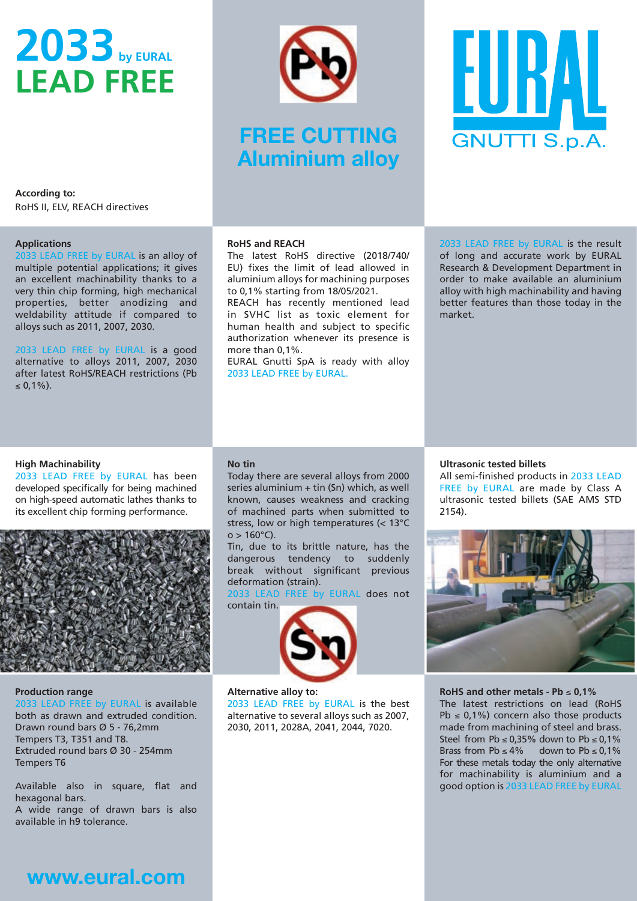# 2033 by EURAL
# LEAD FREE

## FREE CUTTING Aluminium alloy

EURAL GNUTTI S.p.A.

**According to:**
RoHS II, ELV, REACH directives

### Applications

2033 LEAD FREE by EURAL is an alloy of multiple potential applications; it gives an excellent machinability thanks to a very thin chip forming, high mechanical properties, better anodizing and weldability attitude if compared to alloys such as 2011, 2007, 2030.

2033 LEAD FREE by EURAL is a good alternative to alloys 2011, 2007, 2030 after latest RoHS/REACH restrictions (Pb ≤ 0,1%).

### RoHS and REACH

The latest RoHS directive (2018/740/EU) fixes the limit of lead allowed in aluminium alloys for machining purposes to 0,1% starting from 18/05/2021.
REACH has recently mentioned lead in SVHC list as toxic element for human health and subject to specific authorization whenever its presence is more than 0,1%.
EURAL Gnutti SpA is ready with alloy 2033 LEAD FREE by EURAL.

2033 LEAD FREE by EURAL is the result of long and accurate work by EURAL Research & Development Department in order to make available an aluminium alloy with high machinability and having better features than those today in the market.

### High Machinability

2033 LEAD FREE by EURAL has been developed specifically for being machined on high-speed automatic lathes thanks to its excellent chip forming performance.

### No tin

Today there are several alloys from 2000 series aluminium + tin (Sn) which, as well known, causes weakness and cracking of machined parts when submitted to stress, low or high temperatures (< 13°C o > 160°C).
Tin, due to its brittle nature, has the dangerous tendency to suddenly break without significant previous deformation (strain).
2033 LEAD FREE by EURAL does not contain tin.

### Ultrasonic tested billets

All semi-finished products in 2033 LEAD FREE by EURAL are made by Class A ultrasonic tested billets (SAE AMS STD 2154).

### Production range

2033 LEAD FREE by EURAL is available both as drawn and extruded condition.
Drawn round bars Ø 5 - 76,2mm
Tempers T3, T351 and T8.
Extruded round bars Ø 30 - 254mm
Tempers T6

Available also in square, flat and hexagonal bars.
A wide range of drawn bars is also available in h9 tolerance.

### Alternative alloy to:

2033 LEAD FREE by EURAL is the best alternative to several alloys such as 2007, 2030, 2011, 2028A, 2041, 2044, 7020.

### RoHS and other metals - Pb ≤ 0,1%

The latest restrictions on lead (RoHS Pb ≤ 0,1%) concern also those products made from machining of steel and brass.
Steel from Pb ≤ 0,35% down to Pb ≤ 0,1%
Brass from Pb ≤ 4% down to Pb ≤ 0,1%
For these metals today the only alternative for machinability is aluminium and a good option is 2033 LEAD FREE by EURAL

**www.eural.com**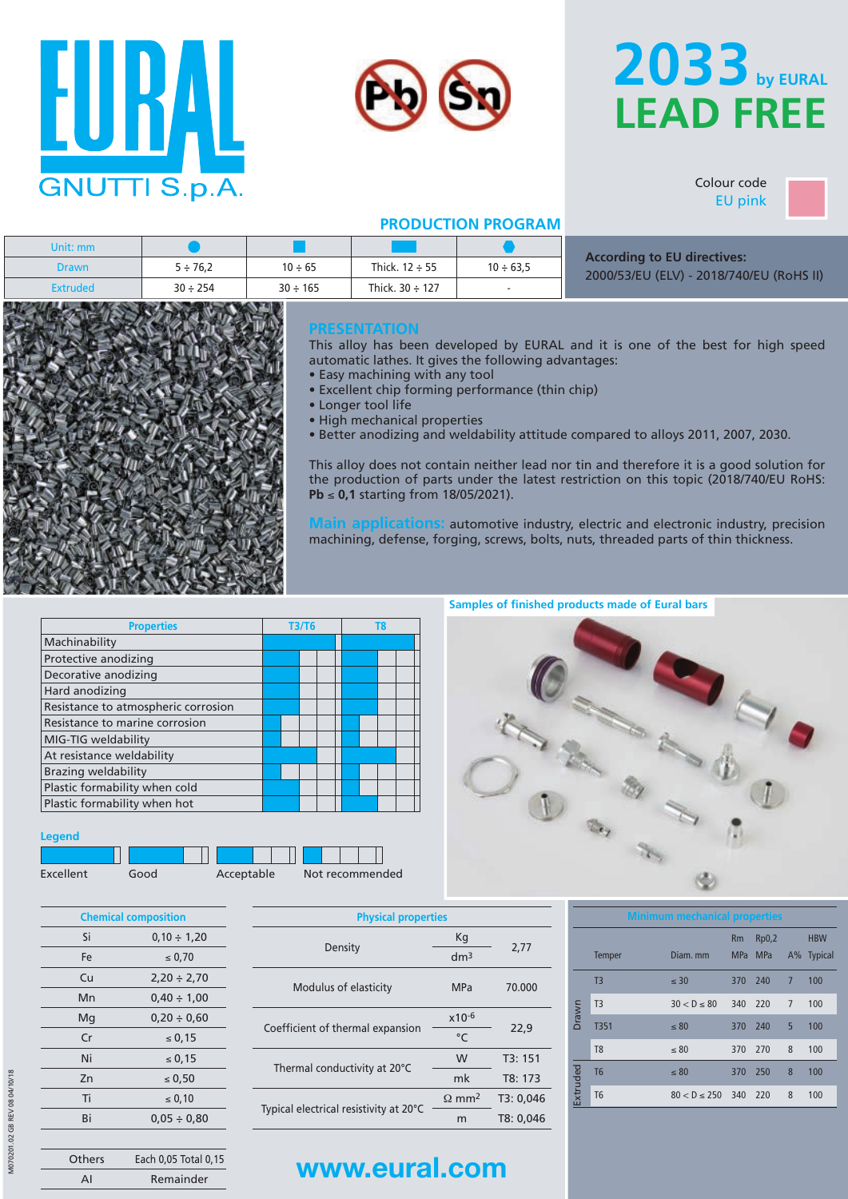# 2033 by EURAL
# LEAD FREE

EURAL GNUTTI S.p.A.

Colour code
EU pink

## PRODUCTION PROGRAM

| Unit: mm | ● (round) | ■ (square) | ▬ (flat) | ⬢ (hexagonal) |
|---|---|---|---|---|
| Drawn | 5 ÷ 76,2 | 10 ÷ 65 | Thick. 12 ÷ 55 | 10 ÷ 63,5 |
| Extruded | 30 ÷ 254 | 30 ÷ 165 | Thick. 30 ÷ 127 | - |

**According to EU directives:**
2000/53/EU (ELV) - 2018/740/EU (RoHS II)

## PRESENTATION

This alloy has been developed by EURAL and it is one of the best for high speed automatic lathes. It gives the following advantages:

- Easy machining with any tool
- Excellent chip forming performance (thin chip)
- Longer tool life
- High mechanical properties
- Better anodizing and weldability attitude compared to alloys 2011, 2007, 2030.

This alloy does not contain neither lead nor tin and therefore it is a good solution for the production of parts under the latest restriction on this topic (2018/740/EU RoHS: **Pb** ≤ **0,1** starting from 18/05/2021).

**Main applications:** automotive industry, electric and electronic industry, precision machining, defense, forging, screws, bolts, nuts, threaded parts of thin thickness.

| Properties | T3/T6 | T8 |
|---|---|---|
| Machinability | Excellent | Excellent |
| Protective anodizing | Acceptable | Acceptable |
| Decorative anodizing | Acceptable | Acceptable |
| Hard anodizing | Acceptable | Acceptable |
| Resistance to atmospheric corrosion | Acceptable | Acceptable |
| Resistance to marine corrosion | Not recommended | Not recommended |
| MIG-TIG weldability | Acceptable | Acceptable |
| At resistance weldability | Good | Good |
| Brazing weldability | Not recommended | Not recommended |
| Plastic formability when cold | Acceptable | Not recommended |
| Plastic formability when hot | Acceptable | Acceptable |

**Legend**

Excellent | Good | Acceptable | Not recommended

Samples of finished products made of Eural bars

| Chemical composition | |
|---|---|
| Si | 0,10 ÷ 1,20 |
| Fe | ≤ 0,70 |
| Cu | 2,20 ÷ 2,70 |
| Mn | 0,40 ÷ 1,00 |
| Mg | 0,20 ÷ 0,60 |
| Cr | ≤ 0,15 |
| Ni | ≤ 0,15 |
| Zn | ≤ 0,50 |
| Ti | ≤ 0,10 |
| Bi | 0,05 ÷ 0,80 |
| Others | Each 0,05 Total 0,15 |
| Al | Remainder |

| Physical properties | | |
|---|---|---|
| Density | Kg/dm³ | 2,77 |
| Modulus of elasticity | MPa | 70.000 |
| Coefficient of thermal expansion | $x10^{-6}$/°C | 22,9 |
| Thermal conductivity at 20°C | W/mk | T3: 151<br>T8: 173 |
| Typical electrical resistivity at 20°C | Ω mm²/m | T3: 0,046<br>T8: 0,046 |

| Minimum mechanical properties | | | | | | |
|---|---|---|---|---|---|---|
| | Temper | Diam. mm | Rm MPa | Rp0,2 MPa | A% | HBW Typical |
| Drawn | T3 | ≤ 30 | 370 | 240 | 7 | 100 |
| Drawn | T3 | 30 < D ≤ 80 | 340 | 220 | 7 | 100 |
| Drawn | T351 | ≤ 80 | 370 | 240 | 5 | 100 |
| Drawn | T8 | ≤ 80 | 370 | 270 | 8 | 100 |
| Extruded | T6 | ≤ 80 | 370 | 250 | 8 | 100 |
| Extruded | T6 | 80 < D ≤ 250 | 340 | 220 | 8 | 100 |

www.eural.com

M070201.02 GB REV 08 04/10/18